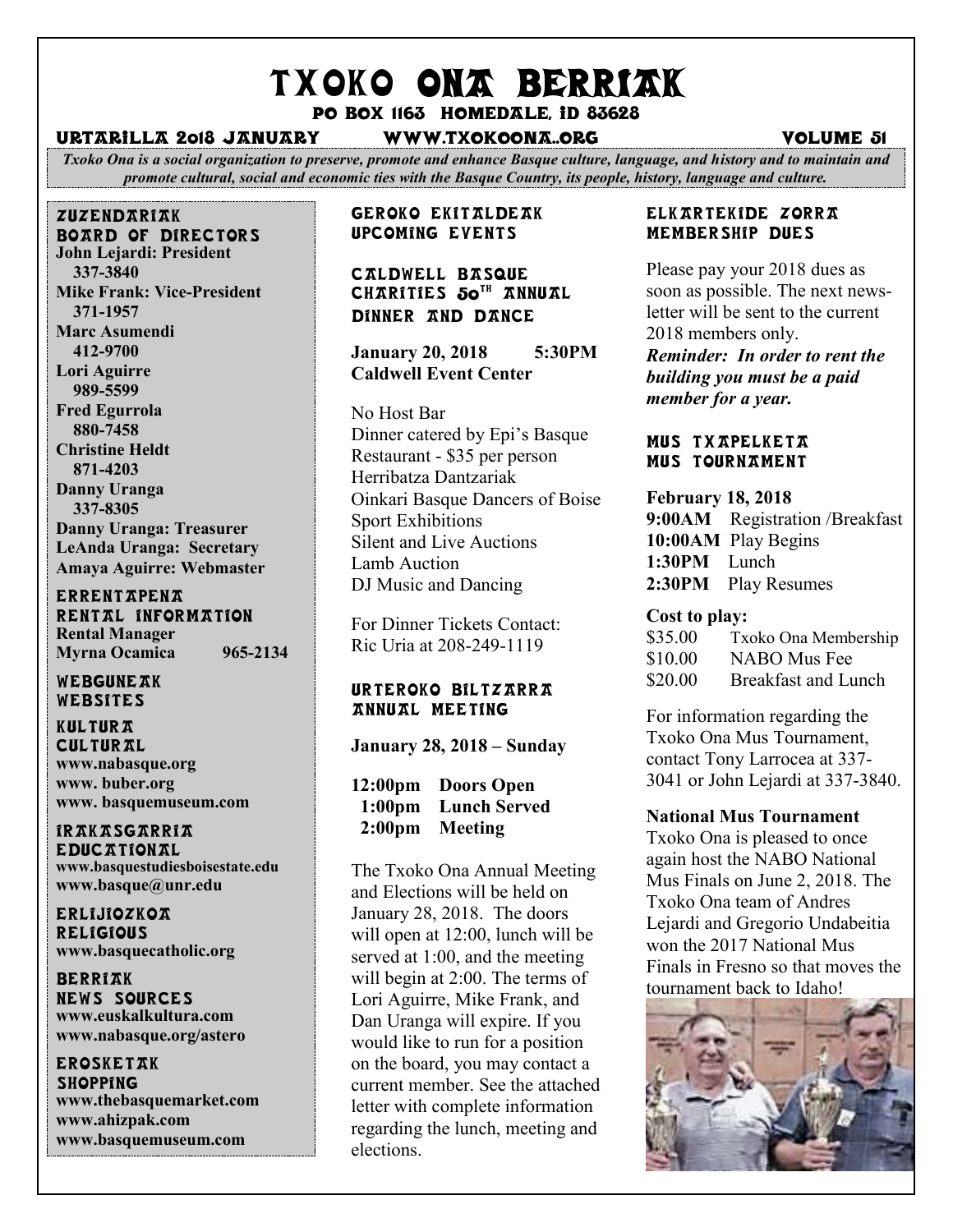# TXOKO ONA BERRIAK

**PO BOX 1163 HOMEDALE, ID 83628**

**URTARILLA 2018 JANUARY** **WWW.TXOKOONA..ORG** **VOLUME 51**

*Txoko Ona is a social organization to preserve, promote and enhance Basque culture, language, and history and to maintain and promote cultural, social and economic ties with the Basque Country, its people, history, language and culture.*

## ZUZENDARIAK BOARD OF DIRECTORS

**John Lejardi: President**
**337-3840**
**Mike Frank: Vice-President**
**371-1957**
**Marc Asumendi**
**412-9700**
**Lori Aguirre**
**989-5599**
**Fred Egurrola**
**880-7458**
**Christine Heldt**
**871-4203**
**Danny Uranga**
**337-8305**
**Danny Uranga: Treasurer**
**LeAnda Uranga: Secretary**
**Amaya Aguirre: Webmaster**

## ERRENTAPENA RENTAL INFORMATION

**Rental Manager**
**Myrna Ocamica 965-2134**

## WEBGUNEAK WEBSITES

### KULTURA CULTURAL

**www.nabasque.org**
**www. buber.org**
**www. basquemuseum.com**

### IRAKASGARRIA EDUCATIONAL

**www.basquestudiesboisestate.edu**
**www.basque@unr.edu**

### ERLIJIOZKOA RELIGIOUS

**www.basquecatholic.org**

### BERRIAK NEWS SOURCES

**www.euskalkultura.com**
**www.nabasque.org/astero**

### EROSKETAK SHOPPING

**www.thebasquemarket.com**
**www.ahizpak.com**
**www.basquemuseum.com**

## GEROKO EKITALDEAK UPCOMING EVENTS

### CALDWELL BASQUE CHARITIES 50TH ANNUAL DINNER AND DANCE

**January 20, 2018 5:30PM**
**Caldwell Event Center**

No Host Bar
Dinner catered by Epi's Basque Restaurant - $35 per person
Herribatza Dantzariak
Oinkari Basque Dancers of Boise
Sport Exhibitions
Silent and Live Auctions
Lamb Auction
DJ Music and Dancing

For Dinner Tickets Contact:
Ric Uria at 208-249-1119

### URTEROKO BILTZARRA ANNUAL MEETING

**January 28, 2018 – Sunday**

**12:00pm Doors Open**
**1:00pm Lunch Served**
**2:00pm Meeting**

The Txoko Ona Annual Meeting and Elections will be held on January 28, 2018. The doors will open at 12:00, lunch will be served at 1:00, and the meeting will begin at 2:00. The terms of Lori Aguirre, Mike Frank, and Dan Uranga will expire. If you would like to run for a position on the board, you may contact a current member. See the attached letter with complete information regarding the lunch, meeting and elections.

## ELKARTEKIDE ZORRA MEMBERSHIP DUES

Please pay your 2018 dues as soon as possible. The next newsletter will be sent to the current 2018 members only.
***Reminder: In order to rent the building you must be a paid member for a year.***

## MUS TXAPELKETA MUS TOURNAMENT

**February 18, 2018**
**9:00AM** Registration /Breakfast
**10:00AM** Play Begins
**1:30PM** Lunch
**2:30PM** Play Resumes

**Cost to play:**
$35.00 Txoko Ona Membership
$10.00 NABO Mus Fee
$20.00 Breakfast and Lunch

For information regarding the Txoko Ona Mus Tournament, contact Tony Larrocea at 337-3041 or John Lejardi at 337-3840.

**National Mus Tournament**
Txoko Ona is pleased to once again host the NABO National Mus Finals on June 2, 2018. The Txoko Ona team of Andres Lejardi and Gregorio Undabeitia won the 2017 National Mus Finals in Fresno so that moves the tournament back to Idaho!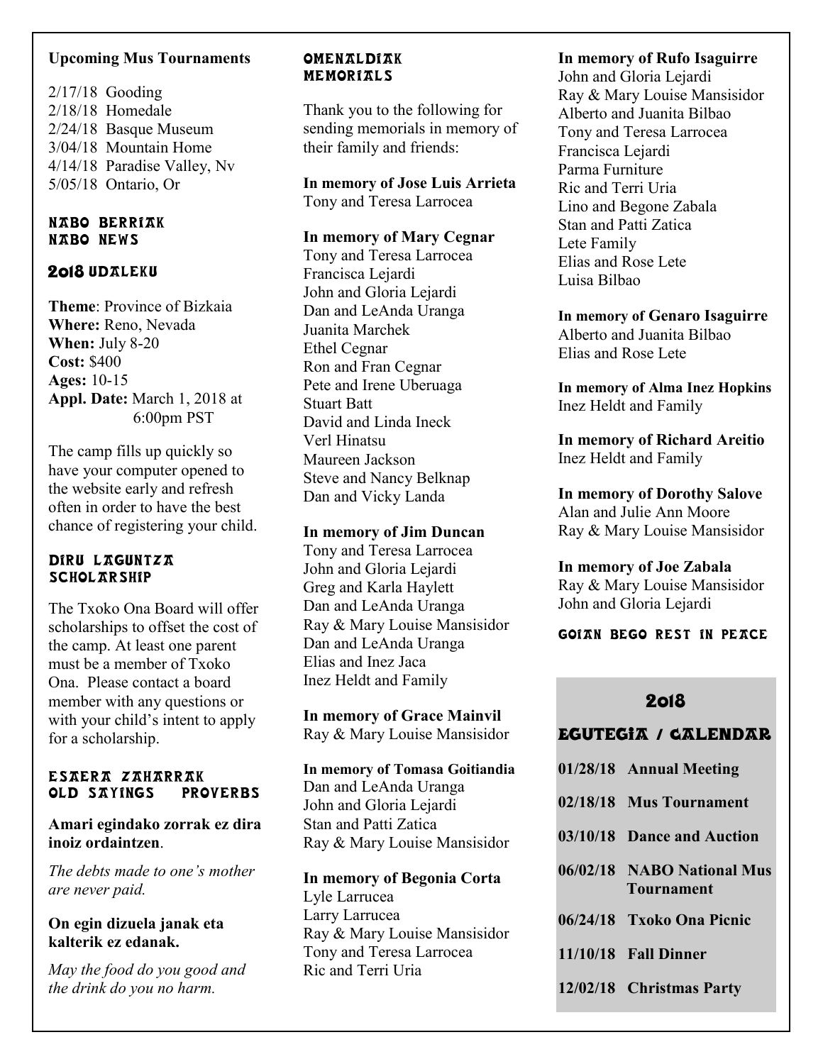### Upcoming Mus Tournaments

2/17/18 Gooding
2/18/18 Homedale
2/24/18 Basque Museum
3/04/18 Mountain Home
4/14/18 Paradise Valley, Nv
5/05/18 Ontario, Or

## NABO BERRIAK
## NABO NEWS

### 2018 UDALEKU

**Theme**: Province of Bizkaia
**Where:** Reno, Nevada
**When:** July 8-20
**Cost:** $400
**Ages:** 10-15
**Appl. Date:** March 1, 2018 at 6:00pm PST

The camp fills up quickly so have your computer opened to the website early and refresh often in order to have the best chance of registering your child.

### DIRU LAGUNTZA
### SCHOLARSHIP

The Txoko Ona Board will offer scholarships to offset the cost of the camp. At least one parent must be a member of Txoko Ona. Please contact a board member with any questions or with your child's intent to apply for a scholarship.

### ESAERA ZAHARRAK
### OLD SAYINGS PROVERBS

**Amari egindako zorrak ez dira inoiz ordaintzen**.

*The debts made to one's mother are never paid.*

**On egin dizuela janak eta kalterik ez edanak.**

*May the food do you good and the drink do you no harm.*

## OMENALDIAK
## MEMORIALS

Thank you to the following for sending memorials in memory of their family and friends:

**In memory of Jose Luis Arrieta**
Tony and Teresa Larrocea

**In memory of Mary Cegnar**
Tony and Teresa Larrocea
Francisca Lejardi
John and Gloria Lejardi
Dan and LeAnda Uranga
Juanita Marchek
Ethel Cegnar
Ron and Fran Cegnar
Pete and Irene Uberuaga
Stuart Batt
David and Linda Ineck
Verl Hinatsu
Maureen Jackson
Steve and Nancy Belknap
Dan and Vicky Landa

**In memory of Jim Duncan**
Tony and Teresa Larrocea
John and Gloria Lejardi
Greg and Karla Haylett
Dan and LeAnda Uranga
Ray & Mary Louise Mansisidor
Dan and LeAnda Uranga
Elias and Inez Jaca
Inez Heldt and Family

**In memory of Grace Mainvil**
Ray & Mary Louise Mansisidor

**In memory of Tomasa Goitiandia**
Dan and LeAnda Uranga
John and Gloria Lejardi
Stan and Patti Zatica
Ray & Mary Louise Mansisidor

**In memory of Begonia Corta**
Lyle Larrucea
Larry Larrucea
Ray & Mary Louise Mansisidor
Tony and Teresa Larrocea
Ric and Terri Uria

**In memory of Rufo Isaguirre**
John and Gloria Lejardi
Ray & Mary Louise Mansisidor
Alberto and Juanita Bilbao
Tony and Teresa Larrocea
Francisca Lejardi
Parma Furniture
Ric and Terri Uria
Lino and Begone Zabala
Stan and Patti Zatica
Lete Family
Elias and Rose Lete
Luisa Bilbao

**In memory of Genaro Isaguirre**
Alberto and Juanita Bilbao
Elias and Rose Lete

**In memory of Alma Inez Hopkins**
Inez Heldt and Family

**In memory of Richard Areitio**
Inez Heldt and Family

**In memory of Dorothy Salove**
Alan and Julie Ann Moore
Ray & Mary Louise Mansisidor

**In memory of Joe Zabala**
Ray & Mary Louise Mansisidor
John and Gloria Lejardi

GOIAN BEGO REST IN PEACE

## 2018
## EGUTEGIA / CALENDAR

| | |
|---|---|
| **01/28/18** | **Annual Meeting** |
| **02/18/18** | **Mus Tournament** |
| **03/10/18** | **Dance and Auction** |
| **06/02/18** | **NABO National Mus Tournament** |
| **06/24/18** | **Txoko Ona Picnic** |
| **11/10/18** | **Fall Dinner** |
| **12/02/18** | **Christmas Party** |